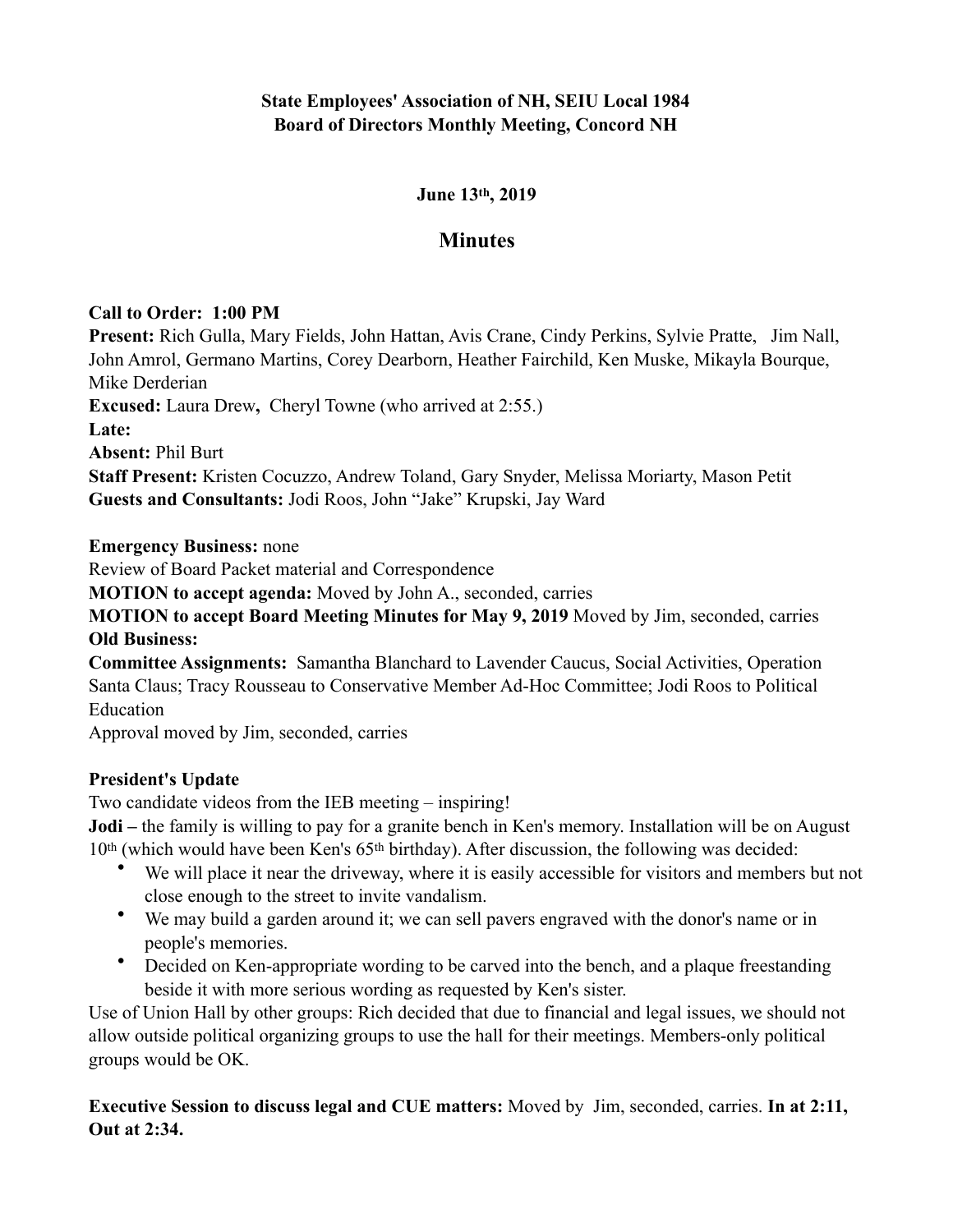**State Employees' Association of NH, SEIU Local 1984**
**Board of Directors Monthly Meeting, Concord NH**

**June 13th, 2019**

## Minutes

**Call to Order: 1:00 PM**
**Present:** Rich Gulla, Mary Fields, John Hattan, Avis Crane, Cindy Perkins, Sylvie Pratte, Jim Nall, John Amrol, Germano Martins, Corey Dearborn, Heather Fairchild, Ken Muske, Mikayla Bourque, Mike Derderian
**Excused:** Laura Drew, Cheryl Towne (who arrived at 2:55.)
**Late:**
**Absent:** Phil Burt
**Staff Present:** Kristen Cocuzzo, Andrew Toland, Gary Snyder, Melissa Moriarty, Mason Petit
**Guests and Consultants:** Jodi Roos, John "Jake" Krupski, Jay Ward

**Emergency Business:** none
Review of Board Packet material and Correspondence
**MOTION to accept agenda:** Moved by John A., seconded, carries
**MOTION to accept Board Meeting Minutes for May 9, 2019** Moved by Jim, seconded, carries
**Old Business:**
**Committee Assignments:** Samantha Blanchard to Lavender Caucus, Social Activities, Operation Santa Claus; Tracy Rousseau to Conservative Member Ad-Hoc Committee; Jodi Roos to Political Education
Approval moved by Jim, seconded, carries

**President's Update**
Two candidate videos from the IEB meeting – inspiring!
**Jodi –** the family is willing to pay for a granite bench in Ken's memory. Installation will be on August 10th (which would have been Ken's 65th birthday). After discussion, the following was decided:

- We will place it near the driveway, where it is easily accessible for visitors and members but not close enough to the street to invite vandalism.
- We may build a garden around it; we can sell pavers engraved with the donor's name or in people's memories.
- Decided on Ken-appropriate wording to be carved into the bench, and a plaque freestanding beside it with more serious wording as requested by Ken's sister.

Use of Union Hall by other groups: Rich decided that due to financial and legal issues, we should not allow outside political organizing groups to use the hall for their meetings. Members-only political groups would be OK.

**Executive Session to discuss legal and CUE matters:** Moved by Jim, seconded, carries. **In at 2:11, Out at 2:34.**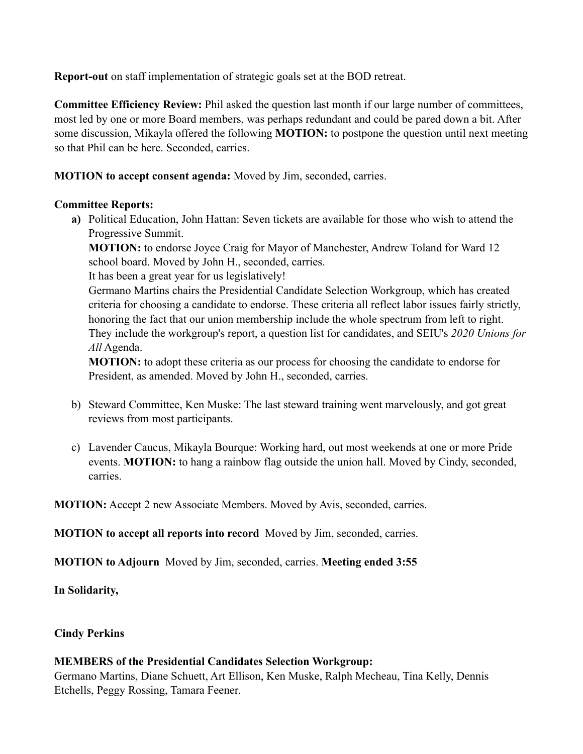**Report-out** on staff implementation of strategic goals set at the BOD retreat.

**Committee Efficiency Review:** Phil asked the question last month if our large number of committees, most led by one or more Board members, was perhaps redundant and could be pared down a bit. After some discussion, Mikayla offered the following **MOTION:** to postpone the question until next meeting so that Phil can be here. Seconded, carries.

**MOTION to accept consent agenda:** Moved by Jim, seconded, carries.

**Committee Reports:**

**a)** Political Education, John Hattan: Seven tickets are available for those who wish to attend the Progressive Summit.
**MOTION:** to endorse Joyce Craig for Mayor of Manchester, Andrew Toland for Ward 12 school board. Moved by John H., seconded, carries.
It has been a great year for us legislatively!
Germano Martins chairs the Presidential Candidate Selection Workgroup, which has created criteria for choosing a candidate to endorse. These criteria all reflect labor issues fairly strictly, honoring the fact that our union membership include the whole spectrum from left to right. They include the workgroup's report, a question list for candidates, and SEIU's *2020 Unions for All* Agenda.
**MOTION:** to adopt these criteria as our process for choosing the candidate to endorse for President, as amended. Moved by John H., seconded, carries.

b) Steward Committee, Ken Muske: The last steward training went marvelously, and got great reviews from most participants.

c) Lavender Caucus, Mikayla Bourque: Working hard, out most weekends at one or more Pride events. **MOTION:** to hang a rainbow flag outside the union hall. Moved by Cindy, seconded, carries.

**MOTION:** Accept 2 new Associate Members. Moved by Avis, seconded, carries.

**MOTION to accept all reports into record** Moved by Jim, seconded, carries.

**MOTION to Adjourn** Moved by Jim, seconded, carries. **Meeting ended 3:55**

**In Solidarity,**

**Cindy Perkins**

**MEMBERS of the Presidential Candidates Selection Workgroup:**
Germano Martins, Diane Schuett, Art Ellison, Ken Muske, Ralph Mecheau, Tina Kelly, Dennis Etchells, Peggy Rossing, Tamara Feener.